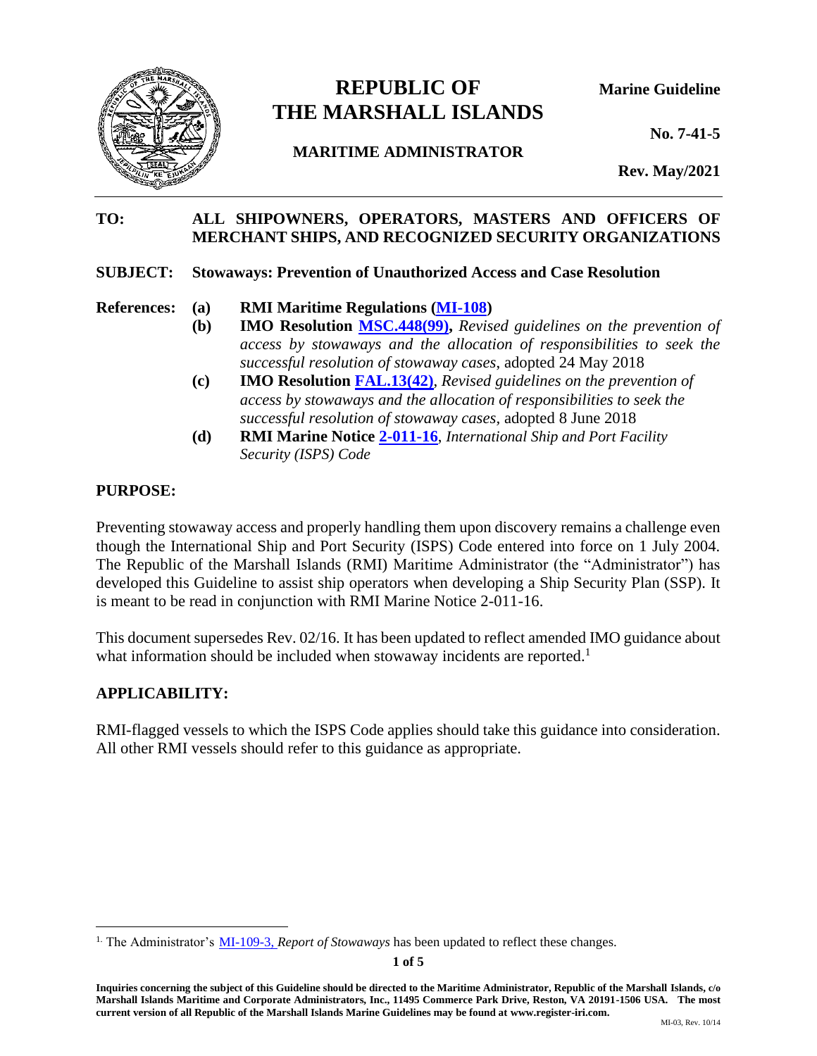# REPUBLIC OF THE MARSHALL ISLANDS

**MARITIME ADMINISTRATOR**

**Marine Guideline**

**No. 7-41-5**

**Rev. May/2021**

---

**TO:** **ALL SHIPOWNERS, OPERATORS, MASTERS AND OFFICERS OF MERCHANT SHIPS, AND RECOGNIZED SECURITY ORGANIZATIONS**

**SUBJECT:** **Stowaways: Prevention of Unauthorized Access and Case Resolution**

**References:**

- **(a)** **RMI Maritime Regulations (MI-108)**
- **(b)** **IMO Resolution MSC.448(99),** *Revised guidelines on the prevention of access by stowaways and the allocation of responsibilities to seek the successful resolution of stowaway cases*, adopted 24 May 2018
- **(c)** **IMO Resolution FAL.13(42)**, *Revised guidelines on the prevention of access by stowaways and the allocation of responsibilities to seek the successful resolution of stowaway cases*, adopted 8 June 2018
- **(d)** **RMI Marine Notice 2-011-16**, *International Ship and Port Facility Security (ISPS) Code*

## PURPOSE:

Preventing stowaway access and properly handling them upon discovery remains a challenge even though the International Ship and Port Security (ISPS) Code entered into force on 1 July 2004. The Republic of the Marshall Islands (RMI) Maritime Administrator (the "Administrator") has developed this Guideline to assist ship operators when developing a Ship Security Plan (SSP). It is meant to be read in conjunction with RMI Marine Notice 2-011-16.

This document supersedes Rev. 02/16. It has been updated to reflect amended IMO guidance about what information should be included when stowaway incidents are reported.[1]

## APPLICABILITY:

RMI-flagged vessels to which the ISPS Code applies should take this guidance into consideration. All other RMI vessels should refer to this guidance as appropriate.

---

[1] The Administrator's MI-109-3, *Report of Stowaways* has been updated to reflect these changes.

**Inquiries concerning the subject of this Guideline should be directed to the Maritime Administrator, Republic of the Marshall Islands, c/o Marshall Islands Maritime and Corporate Administrators, Inc., 11495 Commerce Park Drive, Reston, VA 20191-1506 USA. The most current version of all Republic of the Marshall Islands Marine Guidelines may be found at www.register-iri.com.**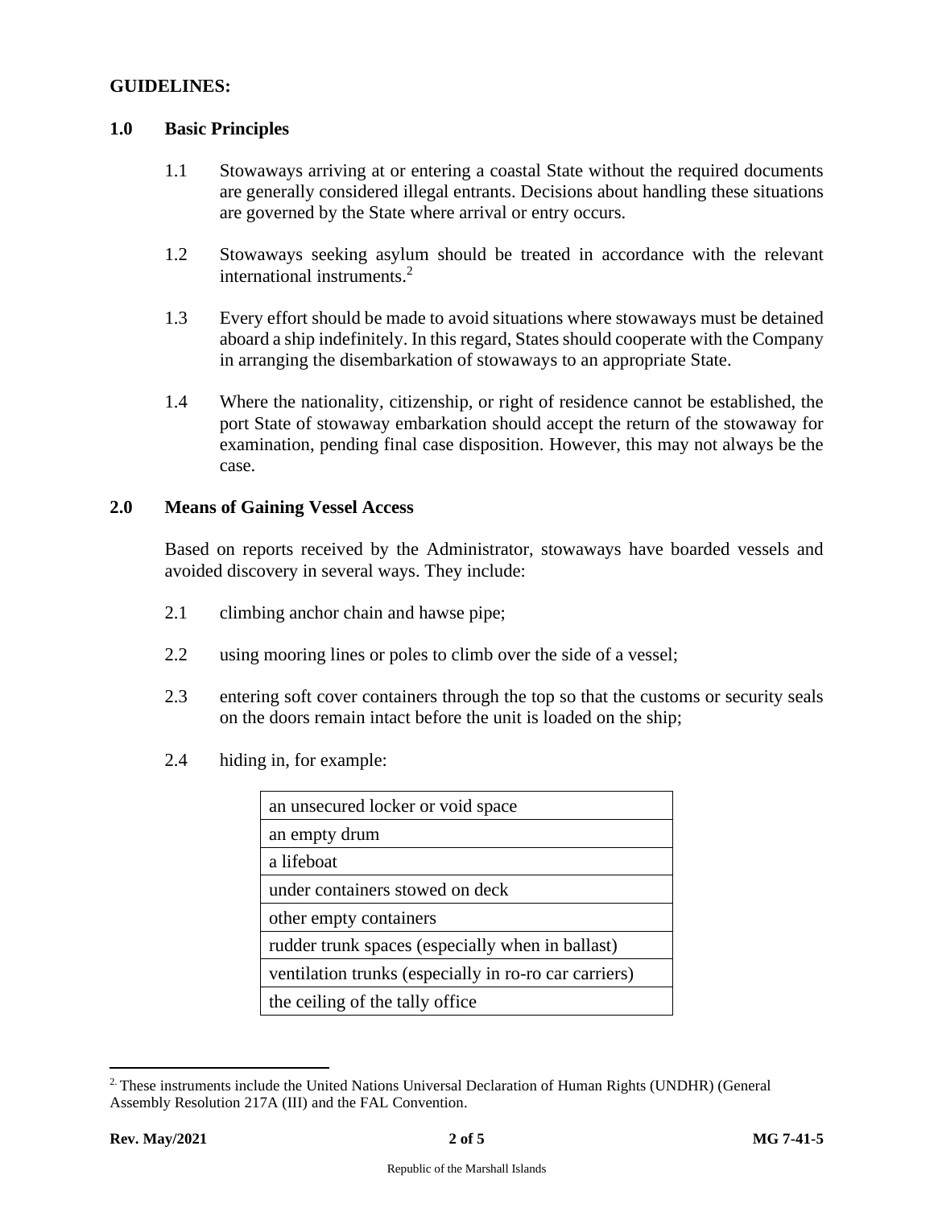**GUIDELINES:**

## 1.0 Basic Principles

1.1 Stowaways arriving at or entering a coastal State without the required documents are generally considered illegal entrants. Decisions about handling these situations are governed by the State where arrival or entry occurs.

1.2 Stowaways seeking asylum should be treated in accordance with the relevant international instruments.[2]

1.3 Every effort should be made to avoid situations where stowaways must be detained aboard a ship indefinitely. In this regard, States should cooperate with the Company in arranging the disembarkation of stowaways to an appropriate State.

1.4 Where the nationality, citizenship, or right of residence cannot be established, the port State of stowaway embarkation should accept the return of the stowaway for examination, pending final case disposition. However, this may not always be the case.

## 2.0 Means of Gaining Vessel Access

Based on reports received by the Administrator, stowaways have boarded vessels and avoided discovery in several ways. They include:

2.1 climbing anchor chain and hawse pipe;

2.2 using mooring lines or poles to climb over the side of a vessel;

2.3 entering soft cover containers through the top so that the customs or security seals on the doors remain intact before the unit is loaded on the ship;

2.4 hiding in, for example:

| an unsecured locker or void space |
|---|
| an empty drum |
| a lifeboat |
| under containers stowed on deck |
| other empty containers |
| rudder trunk spaces (especially when in ballast) |
| ventilation trunks (especially in ro-ro car carriers) |
| the ceiling of the tally office |

[2] These instruments include the United Nations Universal Declaration of Human Rights (UNDHR) (General Assembly Resolution 217A (III) and the FAL Convention.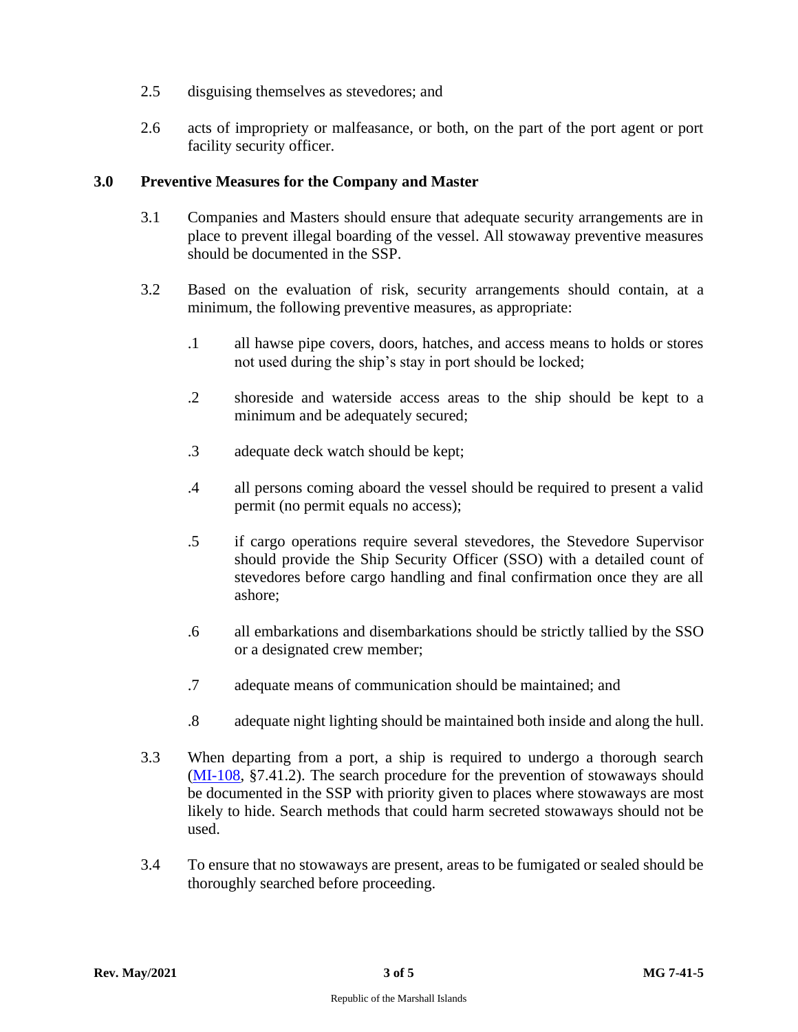2.5 disguising themselves as stevedores; and

2.6 acts of impropriety or malfeasance, or both, on the part of the port agent or port facility security officer.

## 3.0 Preventive Measures for the Company and Master

3.1 Companies and Masters should ensure that adequate security arrangements are in place to prevent illegal boarding of the vessel. All stowaway preventive measures should be documented in the SSP.

3.2 Based on the evaluation of risk, security arrangements should contain, at a minimum, the following preventive measures, as appropriate:

- .1 all hawse pipe covers, doors, hatches, and access means to holds or stores not used during the ship's stay in port should be locked;
- .2 shoreside and waterside access areas to the ship should be kept to a minimum and be adequately secured;
- .3 adequate deck watch should be kept;
- .4 all persons coming aboard the vessel should be required to present a valid permit (no permit equals no access);
- .5 if cargo operations require several stevedores, the Stevedore Supervisor should provide the Ship Security Officer (SSO) with a detailed count of stevedores before cargo handling and final confirmation once they are all ashore;
- .6 all embarkations and disembarkations should be strictly tallied by the SSO or a designated crew member;
- .7 adequate means of communication should be maintained; and
- .8 adequate night lighting should be maintained both inside and along the hull.

3.3 When departing from a port, a ship is required to undergo a thorough search (MI-108, §7.41.2). The search procedure for the prevention of stowaways should be documented in the SSP with priority given to places where stowaways are most likely to hide. Search methods that could harm secreted stowaways should not be used.

3.4 To ensure that no stowaways are present, areas to be fumigated or sealed should be thoroughly searched before proceeding.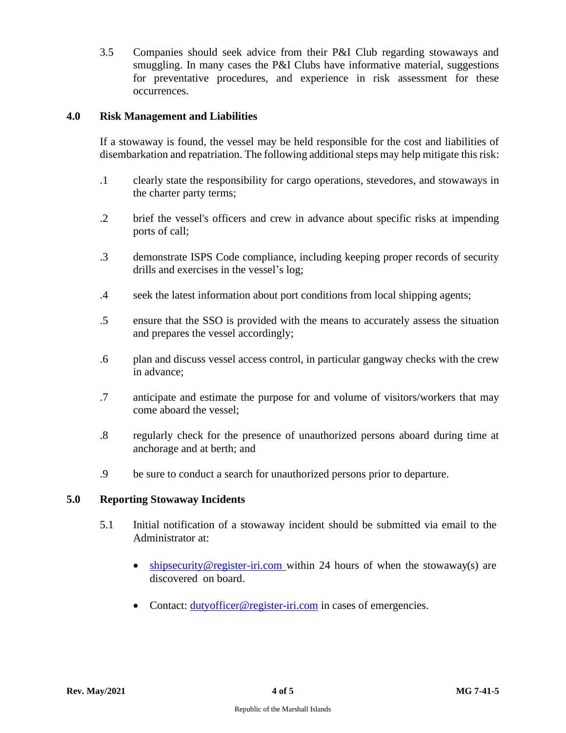3.5 Companies should seek advice from their P&I Club regarding stowaways and smuggling. In many cases the P&I Clubs have informative material, suggestions for preventative procedures, and experience in risk assessment for these occurrences.

## 4.0 Risk Management and Liabilities

If a stowaway is found, the vessel may be held responsible for the cost and liabilities of disembarkation and repatriation. The following additional steps may help mitigate this risk:

.1 clearly state the responsibility for cargo operations, stevedores, and stowaways in the charter party terms;

.2 brief the vessel's officers and crew in advance about specific risks at impending ports of call;

.3 demonstrate ISPS Code compliance, including keeping proper records of security drills and exercises in the vessel's log;

.4 seek the latest information about port conditions from local shipping agents;

.5 ensure that the SSO is provided with the means to accurately assess the situation and prepares the vessel accordingly;

.6 plan and discuss vessel access control, in particular gangway checks with the crew in advance;

.7 anticipate and estimate the purpose for and volume of visitors/workers that may come aboard the vessel;

.8 regularly check for the presence of unauthorized persons aboard during time at anchorage and at berth; and

.9 be sure to conduct a search for unauthorized persons prior to departure.

## 5.0 Reporting Stowaway Incidents

5.1 Initial notification of a stowaway incident should be submitted via email to the Administrator at:

- shipsecurity@register-iri.com within 24 hours of when the stowaway(s) are discovered on board.
- Contact: dutyofficer@register-iri.com in cases of emergencies.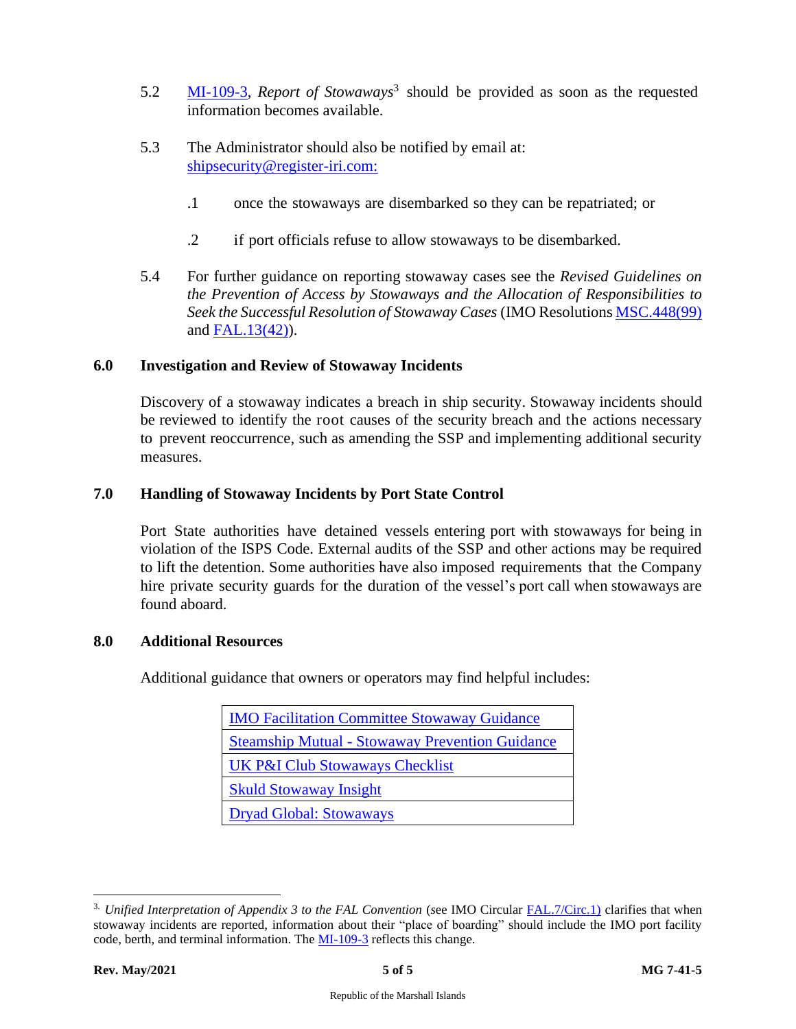5.2 MI-109-3, *Report of Stowaways*[3] should be provided as soon as the requested information becomes available.

5.3 The Administrator should also be notified by email at: shipsecurity@register-iri.com:

.1 once the stowaways are disembarked so they can be repatriated; or

.2 if port officials refuse to allow stowaways to be disembarked.

5.4 For further guidance on reporting stowaway cases see the *Revised Guidelines on the Prevention of Access by Stowaways and the Allocation of Responsibilities to Seek the Successful Resolution of Stowaway Cases* (IMO Resolutions MSC.448(99) and FAL.13(42)).

## 6.0 Investigation and Review of Stowaway Incidents

Discovery of a stowaway indicates a breach in ship security. Stowaway incidents should be reviewed to identify the root causes of the security breach and the actions necessary to prevent reoccurrence, such as amending the SSP and implementing additional security measures.

## 7.0 Handling of Stowaway Incidents by Port State Control

Port State authorities have detained vessels entering port with stowaways for being in violation of the ISPS Code. External audits of the SSP and other actions may be required to lift the detention. Some authorities have also imposed requirements that the Company hire private security guards for the duration of the vessel's port call when stowaways are found aboard.

## 8.0 Additional Resources

Additional guidance that owners or operators may find helpful includes:

| |
|---|
| IMO Facilitation Committee Stowaway Guidance |
| Steamship Mutual - Stowaway Prevention Guidance |
| UK P&I Club Stowaways Checklist |
| Skuld Stowaway Insight |
| Dryad Global: Stowaways |

---

[3] *Unified Interpretation of Appendix 3 to the FAL Convention* (see IMO Circular FAL.7/Circ.1) clarifies that when stowaway incidents are reported, information about their "place of boarding" should include the IMO port facility code, berth, and terminal information. The MI-109-3 reflects this change.